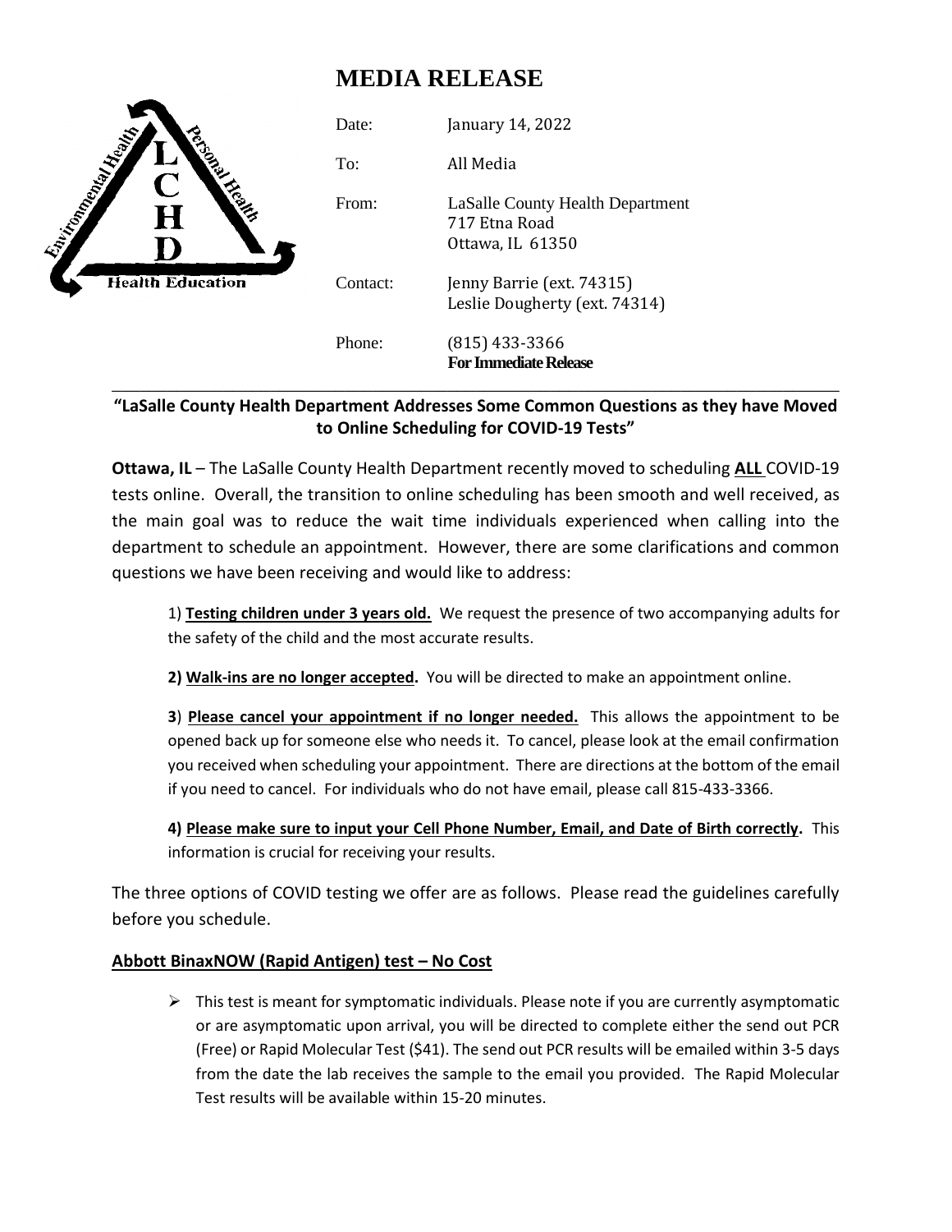# MEDIA RELEASE

| | |
|---|---|
| Date: | January 14, 2022 |
| To: | All Media |
| From: | LaSalle County Health Department<br>717 Etna Road<br>Ottawa, IL 61350 |
| Contact: | Jenny Barrie (ext. 74315)<br>Leslie Dougherty (ext. 74314) |
| Phone: | (815) 433-3366<br>**For Immediate Release** |

---

**"LaSalle County Health Department Addresses Some Common Questions as they have Moved to Online Scheduling for COVID-19 Tests"**

**Ottawa, IL** – The LaSalle County Health Department recently moved to scheduling **ALL** COVID-19 tests online. Overall, the transition to online scheduling has been smooth and well received, as the main goal was to reduce the wait time individuals experienced when calling into the department to schedule an appointment. However, there are some clarifications and common questions we have been receiving and would like to address:

1) **Testing children under 3 years old.** We request the presence of two accompanying adults for the safety of the child and the most accurate results.

**2) Walk-ins are no longer accepted.** You will be directed to make an appointment online.

**3**) **Please cancel your appointment if no longer needed.** This allows the appointment to be opened back up for someone else who needs it. To cancel, please look at the email confirmation you received when scheduling your appointment. There are directions at the bottom of the email if you need to cancel. For individuals who do not have email, please call 815-433-3366.

**4) Please make sure to input your Cell Phone Number, Email, and Date of Birth correctly.** This information is crucial for receiving your results.

The three options of COVID testing we offer are as follows. Please read the guidelines carefully before you schedule.

**Abbott BinaxNOW (Rapid Antigen) test – No Cost**

- This test is meant for symptomatic individuals. Please note if you are currently asymptomatic or are asymptomatic upon arrival, you will be directed to complete either the send out PCR (Free) or Rapid Molecular Test ($41). The send out PCR results will be emailed within 3-5 days from the date the lab receives the sample to the email you provided. The Rapid Molecular Test results will be available within 15-20 minutes.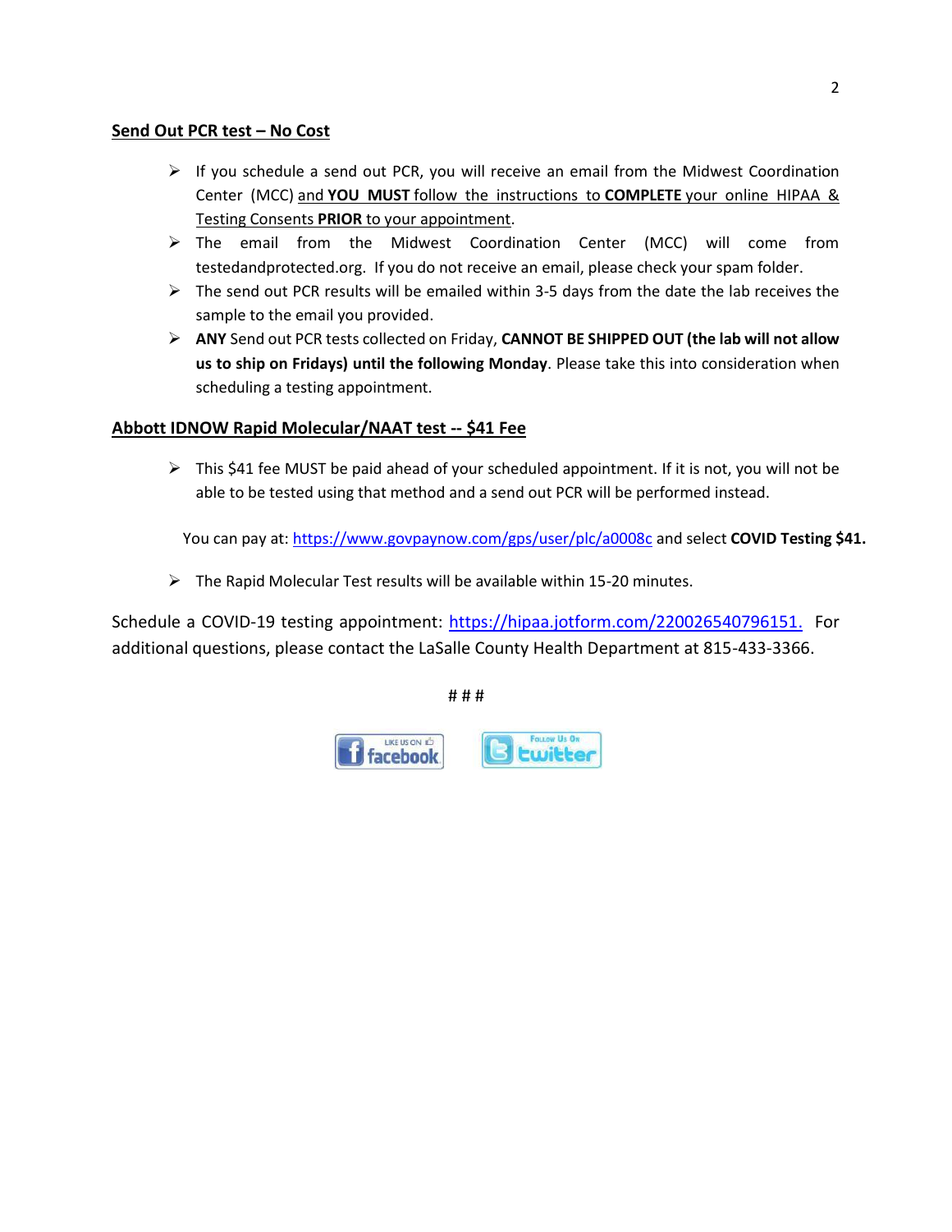## Send Out PCR test – No Cost

- If you schedule a send out PCR, you will receive an email from the Midwest Coordination Center (MCC) and **YOU MUST** follow the instructions to **COMPLETE** your online HIPAA & Testing Consents **PRIOR** to your appointment.
- The email from the Midwest Coordination Center (MCC) will come from testedandprotected.org. If you do not receive an email, please check your spam folder.
- The send out PCR results will be emailed within 3-5 days from the date the lab receives the sample to the email you provided.
- **ANY** Send out PCR tests collected on Friday, **CANNOT BE SHIPPED OUT (the lab will not allow us to ship on Fridays) until the following Monday**. Please take this into consideration when scheduling a testing appointment.

## Abbott IDNOW Rapid Molecular/NAAT test -- $41 Fee

- This $41 fee MUST be paid ahead of your scheduled appointment. If it is not, you will not be able to be tested using that method and a send out PCR will be performed instead.

  You can pay at: https://www.govpaynow.com/gps/user/plc/a0008c and select **COVID Testing $41.**

- The Rapid Molecular Test results will be available within 15-20 minutes.

Schedule a COVID-19 testing appointment: https://hipaa.jotform.com/220026540796151. For additional questions, please contact the LaSalle County Health Department at 815-433-3366.

# # #